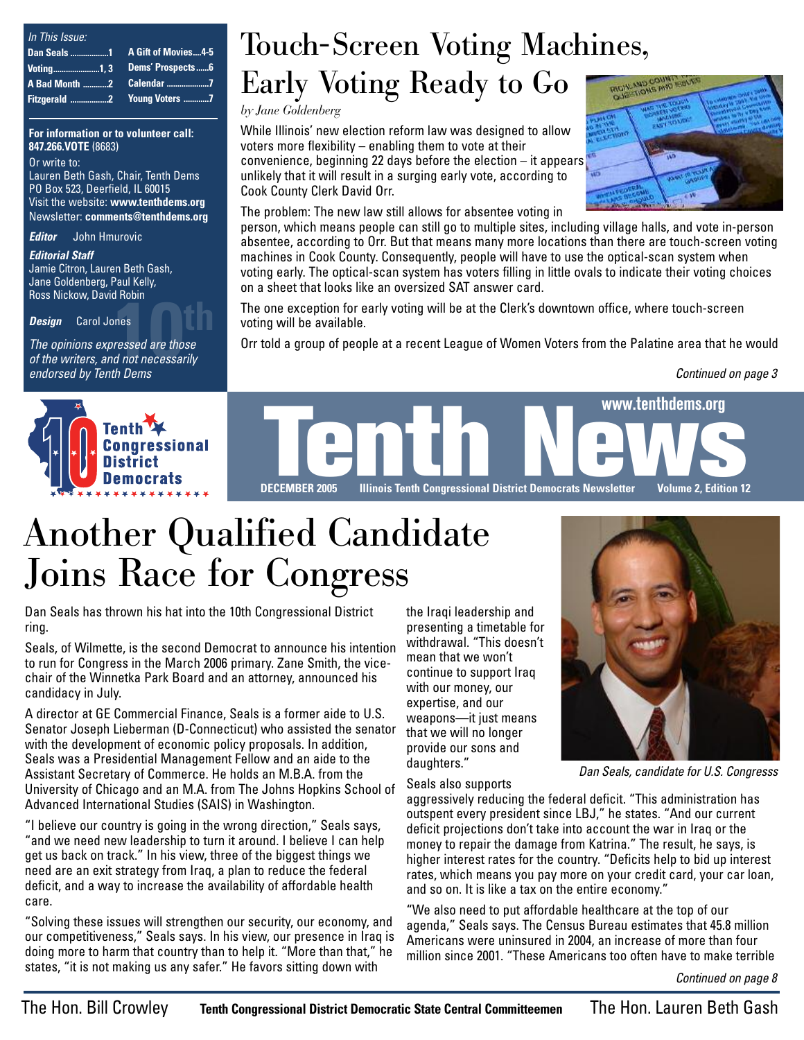*In This Issue:*

| | | | |
|---|---|---|---|
| **Dan Seals** | **1** | **A Gift of Movies** | **4-5** |
| **Voting** | **1, 3** | **Dems' Prospects** | **6** |
| **A Bad Month** | **2** | **Calendar** | **7** |
| **Fitzgerald** | **2** | **Young Voters** | **7** |

**For information or to volunteer call: 847.266.VOTE** (8683)

Or write to:
Lauren Beth Gash, Chair, Tenth Dems
PO Box 523, Deerfield, IL 60015
Visit the website: **www.tenthdems.org**
Newsletter: **comments@tenthdems.org**

***Editor*** John Hmurovic

***Editorial Staff***
Jamie Citron, Lauren Beth Gash, Jane Goldenberg, Paul Kelly, Ross Nickow, David Robin

***Design*** Carol Jones

*The opinions expressed are those of the writers, and not necessarily endorsed by Tenth Dems*

# Touch-Screen Voting Machines, Early Voting Ready to Go

*by Jane Goldenberg*

While Illinois' new election reform law was designed to allow voters more flexibility – enabling them to vote at their convenience, beginning 22 days before the election – it appears unlikely that it will result in a surging early vote, according to Cook County Clerk David Orr.

The problem: The new law still allows for absentee voting in person, which means people can still go to multiple sites, including village halls, and vote in-person absentee, according to Orr. But that means many more locations than there are touch-screen voting machines in Cook County. Consequently, people will have to use the optical-scan system when voting early. The optical-scan system has voters filling in little ovals to indicate their voting choices on a sheet that looks like an oversized SAT answer card.

The one exception for early voting will be at the Clerk's downtown office, where touch-screen voting will be available.

Orr told a group of people at a recent League of Women Voters from the Palatine area that he would

*Continued on page 3*

Tenth Congressional District Democrats

# Tenth News

www.tenthdems.org

**DECEMBER 2005 Illinois Tenth Congressional District Democrats Newsletter Volume 2, Edition 12**

# Another Qualified Candidate Joins Race for Congress

Dan Seals has thrown his hat into the 10th Congressional District ring.

Seals, of Wilmette, is the second Democrat to announce his intention to run for Congress in the March 2006 primary. Zane Smith, the vice-chair of the Winnetka Park Board and an attorney, announced his candidacy in July.

A director at GE Commercial Finance, Seals is a former aide to U.S. Senator Joseph Lieberman (D-Connecticut) who assisted the senator with the development of economic policy proposals. In addition, Seals was a Presidential Management Fellow and an aide to the Assistant Secretary of Commerce. He holds an M.B.A. from the University of Chicago and an M.A. from The Johns Hopkins School of Advanced International Studies (SAIS) in Washington.

"I believe our country is going in the wrong direction," Seals says, "and we need new leadership to turn it around. I believe I can help get us back on track." In his view, three of the biggest things we need are an exit strategy from Iraq, a plan to reduce the federal deficit, and a way to increase the availability of affordable health care.

"Solving these issues will strengthen our security, our economy, and our competitiveness," Seals says. In his view, our presence in Iraq is doing more to harm that country than to help it. "More than that," he states, "it is not making us any safer." He favors sitting down with the Iraqi leadership and presenting a timetable for withdrawal. "This doesn't mean that we won't continue to support Iraq with our money, our expertise, and our weapons—it just means that we will no longer provide our sons and daughters."

*Dan Seals, candidate for U.S. Congresss*

Seals also supports aggressively reducing the federal deficit. "This administration has outspent every president since LBJ," he states. "And our current deficit projections don't take into account the war in Iraq or the money to repair the damage from Katrina." The result, he says, is higher interest rates for the country. "Deficits help to bid up interest rates, which means you pay more on your credit card, your car loan, and so on. It is like a tax on the entire economy."

"We also need to put affordable healthcare at the top of our agenda," Seals says. The Census Bureau estimates that 45.8 million Americans were uninsured in 2004, an increase of more than four million since 2001. "These Americans too often have to make terrible

*Continued on page 8*

The Hon. Bill Crowley **Tenth Congressional District Democratic State Central Committeemen** The Hon. Lauren Beth Gash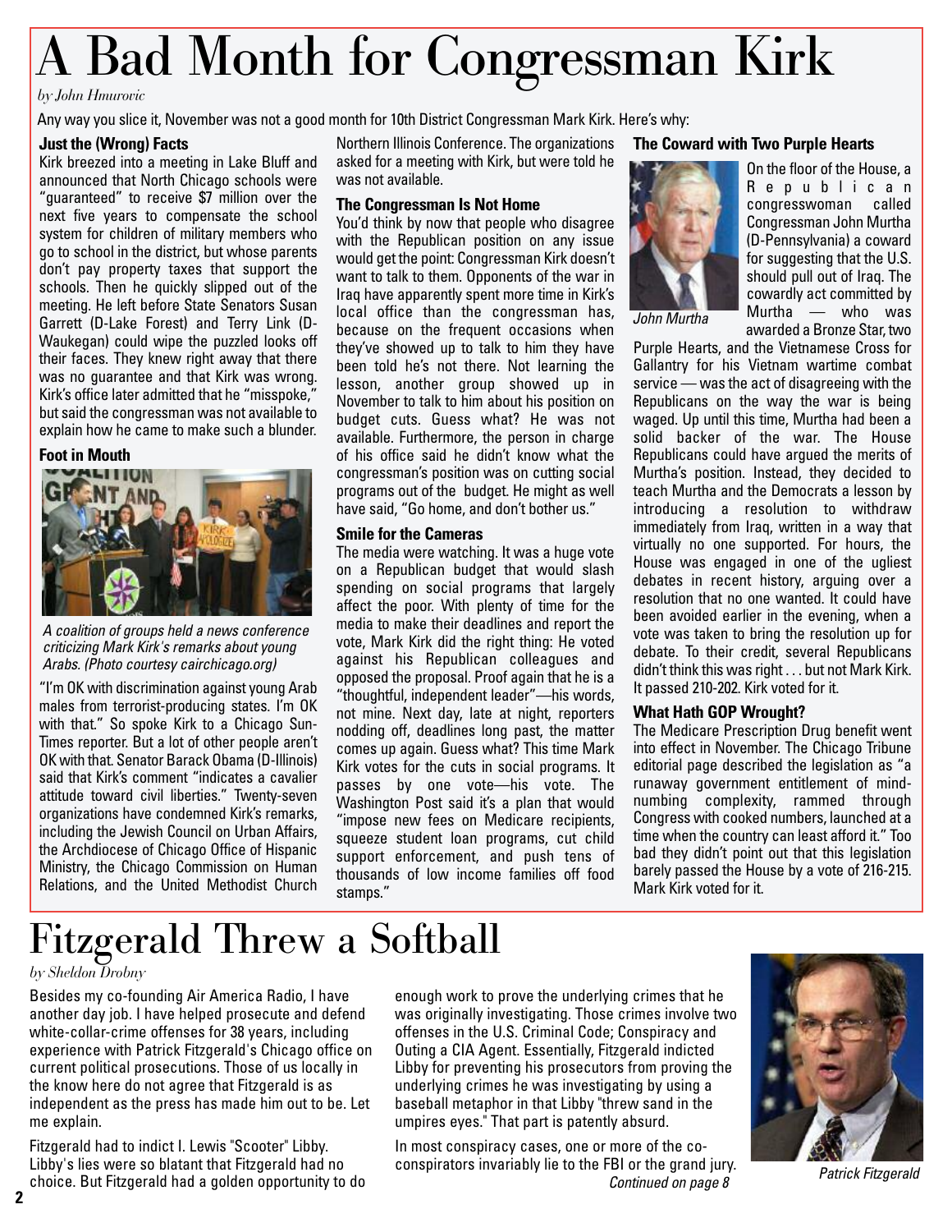# A Bad Month for Congressman Kirk

*by John Hmurovic*

Any way you slice it, November was not a good month for 10th District Congressman Mark Kirk. Here's why:

### Just the (Wrong) Facts

Kirk breezed into a meeting in Lake Bluff and announced that North Chicago schools were "guaranteed" to receive $7 million over the next five years to compensate the school system for children of military members who go to school in the district, but whose parents don't pay property taxes that support the schools. Then he quickly slipped out of the meeting. He left before State Senators Susan Garrett (D-Lake Forest) and Terry Link (D-Waukegan) could wipe the puzzled looks off their faces. They knew right away that there was no guarantee and that Kirk was wrong. Kirk's office later admitted that he "misspoke," but said the congressman was not available to explain how he came to make such a blunder.

### Foot in Mouth

*A coalition of groups held a news conference criticizing Mark Kirk's remarks about young Arabs. (Photo courtesy cairchicago.org)*

"I'm OK with discrimination against young Arab males from terrorist-producing states. I'm OK with that." So spoke Kirk to a Chicago Sun-Times reporter. But a lot of other people aren't OK with that. Senator Barack Obama (D-Illinois) said that Kirk's comment "indicates a cavalier attitude toward civil liberties." Twenty-seven organizations have condemned Kirk's remarks, including the Jewish Council on Urban Affairs, the Archdiocese of Chicago Office of Hispanic Ministry, the Chicago Commission on Human Relations, and the United Methodist Church Northern Illinois Conference. The organizations asked for a meeting with Kirk, but were told he was not available.

### The Congressman Is Not Home

You'd think by now that people who disagree with the Republican position on any issue would get the point: Congressman Kirk doesn't want to talk to them. Opponents of the war in Iraq have apparently spent more time in Kirk's local office than the congressman has, because on the frequent occasions when they've showed up to talk to him they have been told he's not there. Not learning the lesson, another group showed up in November to talk to him about his position on budget cuts. Guess what? He was not available. Furthermore, the person in charge of his office said he didn't know what the congressman's position was on cutting social programs out of the budget. He might as well have said, "Go home, and don't bother us."

### Smile for the Cameras

The media were watching. It was a huge vote on a Republican budget that would slash spending on social programs that largely affect the poor. With plenty of time for the media to make their deadlines and report the vote, Mark Kirk did the right thing: He voted against his Republican colleagues and opposed the proposal. Proof again that he is a "thoughtful, independent leader"—his words, not mine. Next day, late at night, reporters nodding off, deadlines long past, the matter comes up again. Guess what? This time Mark Kirk votes for the cuts in social programs. It passes by one vote—his vote. The Washington Post said it's a plan that would "impose new fees on Medicare recipients, squeeze student loan programs, cut child support enforcement, and push tens of thousands of low income families off food stamps."

### The Coward with Two Purple Hearts

*John Murtha*

On the floor of the House, a Republican congresswoman called Congressman John Murtha (D-Pennsylvania) a coward for suggesting that the U.S. should pull out of Iraq. The cowardly act committed by Murtha — who was awarded a Bronze Star, two Purple Hearts, and the Vietnamese Cross for Gallantry for his Vietnam wartime combat service — was the act of disagreeing with the Republicans on the way the war is being waged. Up until this time, Murtha had been a solid backer of the war. The House Republicans could have argued the merits of Murtha's position. Instead, they decided to teach Murtha and the Democrats a lesson by introducing a resolution to withdraw immediately from Iraq, written in a way that virtually no one supported. For hours, the House was engaged in one of the ugliest debates in recent history, arguing over a resolution that no one wanted. It could have been avoided earlier in the evening, when a vote was taken to bring the resolution up for debate. To their credit, several Republicans didn't think this was right . . . but not Mark Kirk. It passed 210-202. Kirk voted for it.

### What Hath GOP Wrought?

The Medicare Prescription Drug benefit went into effect in November. The Chicago Tribune editorial page described the legislation as "a runaway government entitlement of mind-numbing complexity, rammed through Congress with cooked numbers, launched at a time when the country can least afford it." Too bad they didn't point out that this legislation barely passed the House by a vote of 216-215. Mark Kirk voted for it.

# Fitzgerald Threw a Softball

*by Sheldon Drobny*

Besides my co-founding Air America Radio, I have another day job. I have helped prosecute and defend white-collar-crime offenses for 38 years, including experience with Patrick Fitzgerald's Chicago office on current political prosecutions. Those of us locally in the know here do not agree that Fitzgerald is as independent as the press has made him out to be. Let me explain.

Fitzgerald had to indict I. Lewis "Scooter" Libby. Libby's lies were so blatant that Fitzgerald had no choice. But Fitzgerald had a golden opportunity to do enough work to prove the underlying crimes that he was originally investigating. Those crimes involve two offenses in the U.S. Criminal Code; Conspiracy and Outing a CIA Agent. Essentially, Fitzgerald indicted Libby for preventing his prosecutors from proving the underlying crimes he was investigating by using a baseball metaphor in that Libby "threw sand in the umpires eyes." That part is patently absurd.

In most conspiracy cases, one or more of the co-conspirators invariably lie to the FBI or the grand jury.

*Continued on page 8*

*Patrick Fitzgerald*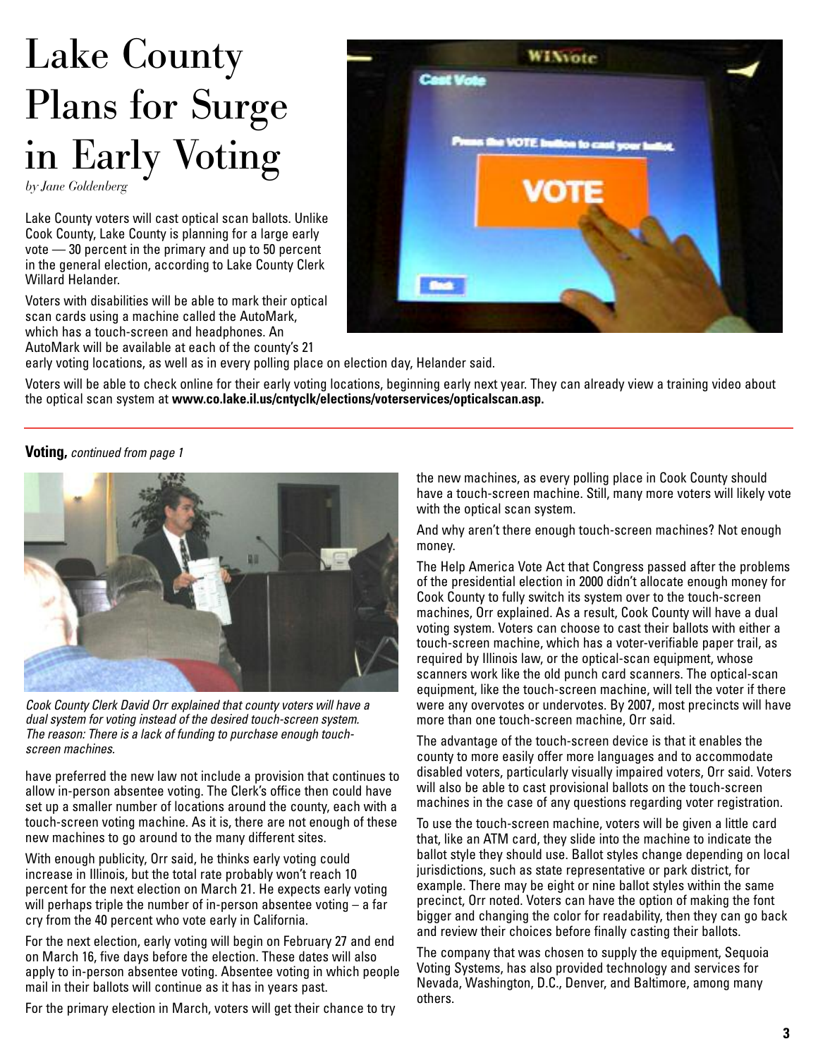# Lake County Plans for Surge in Early Voting

*by Jane Goldenberg*

Lake County voters will cast optical scan ballots. Unlike Cook County, Lake County is planning for a large early vote — 30 percent in the primary and up to 50 percent in the general election, according to Lake County Clerk Willard Helander.

Voters with disabilities will be able to mark their optical scan cards using a machine called the AutoMark, which has a touch-screen and headphones. An AutoMark will be available at each of the county's 21 early voting locations, as well as in every polling place on election day, Helander said.

Voters will be able to check online for their early voting locations, beginning early next year. They can already view a training video about the optical scan system at **www.co.lake.il.us/cntyclk/elections/voterservices/opticalscan.asp.**

---

**Voting,** *continued from page 1*

*Cook County Clerk David Orr explained that county voters will have a dual system for voting instead of the desired touch-screen system. The reason: There is a lack of funding to purchase enough touch-screen machines.*

have preferred the new law not include a provision that continues to allow in-person absentee voting. The Clerk's office then could have set up a smaller number of locations around the county, each with a touch-screen voting machine. As it is, there are not enough of these new machines to go around to the many different sites.

With enough publicity, Orr said, he thinks early voting could increase in Illinois, but the total rate probably won't reach 10 percent for the next election on March 21. He expects early voting will perhaps triple the number of in-person absentee voting – a far cry from the 40 percent who vote early in California.

For the next election, early voting will begin on February 27 and end on March 16, five days before the election. These dates will also apply to in-person absentee voting. Absentee voting in which people mail in their ballots will continue as it has in years past.

For the primary election in March, voters will get their chance to try the new machines, as every polling place in Cook County should have a touch-screen machine. Still, many more voters will likely vote with the optical scan system.

And why aren't there enough touch-screen machines? Not enough money.

The Help America Vote Act that Congress passed after the problems of the presidential election in 2000 didn't allocate enough money for Cook County to fully switch its system over to the touch-screen machines, Orr explained. As a result, Cook County will have a dual voting system. Voters can choose to cast their ballots with either a touch-screen machine, which has a voter-verifiable paper trail, as required by Illinois law, or the optical-scan equipment, whose scanners work like the old punch card scanners. The optical-scan equipment, like the touch-screen machine, will tell the voter if there were any overvotes or undervotes. By 2007, most precincts will have more than one touch-screen machine, Orr said.

The advantage of the touch-screen device is that it enables the county to more easily offer more languages and to accommodate disabled voters, particularly visually impaired voters, Orr said. Voters will also be able to cast provisional ballots on the touch-screen machines in the case of any questions regarding voter registration.

To use the touch-screen machine, voters will be given a little card that, like an ATM card, they slide into the machine to indicate the ballot style they should use. Ballot styles change depending on local jurisdictions, such as state representative or park district, for example. There may be eight or nine ballot styles within the same precinct, Orr noted. Voters can have the option of making the font bigger and changing the color for readability, then they can go back and review their choices before finally casting their ballots.

The company that was chosen to supply the equipment, Sequoia Voting Systems, has also provided technology and services for Nevada, Washington, D.C., Denver, and Baltimore, among many others.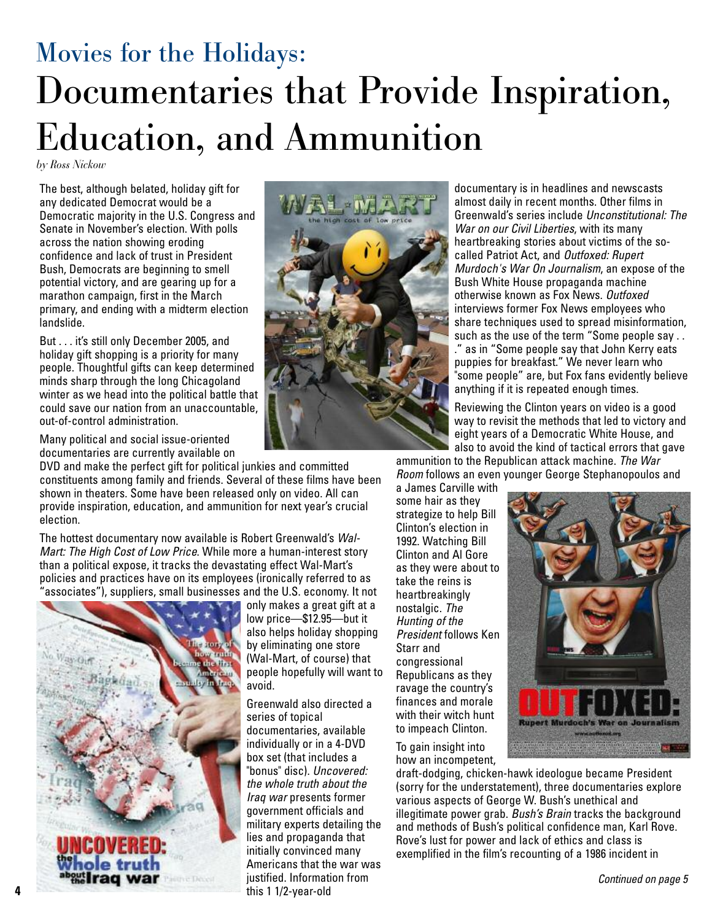# Movies for the Holidays: Documentaries that Provide Inspiration, Education, and Ammunition

*by Ross Nickow*

The best, although belated, holiday gift for any dedicated Democrat would be a Democratic majority in the U.S. Congress and Senate in November's election. With polls across the nation showing eroding confidence and lack of trust in President Bush, Democrats are beginning to smell potential victory, and are gearing up for a marathon campaign, first in the March primary, and ending with a midterm election landslide.

But . . . it's still only December 2005, and holiday gift shopping is a priority for many people. Thoughtful gifts can keep determined minds sharp through the long Chicagoland winter as we head into the political battle that could save our nation from an unaccountable, out-of-control administration.

Many political and social issue-oriented documentaries are currently available on DVD and make the perfect gift for political junkies and committed constituents among family and friends. Several of these films have been shown in theaters. Some have been released only on video. All can provide inspiration, education, and ammunition for next year's crucial election.

The hottest documentary now available is Robert Greenwald's *Wal-Mart: The High Cost of Low Price*. While more a human-interest story than a political expose, it tracks the devastating effect Wal-Mart's policies and practices have on its employees (ironically referred to as "associates"), suppliers, small businesses and the U.S. economy. It not only makes a great gift at a low price—$12.95—but it also helps holiday shopping by eliminating one store (Wal-Mart, of course) that people hopefully will want to avoid.

Greenwald also directed a series of topical documentaries, available individually or in a 4-DVD box set (that includes a "bonus" disc). *Uncovered: the whole truth about the Iraq war* presents former government officials and military experts detailing the lies and propaganda that initially convinced many Americans that the war was justified. Information from this 1 1/2-year-old documentary is in headlines and newscasts almost daily in recent months. Other films in Greenwald's series include *Unconstitutional: The War on our Civil Liberties*, with its many heartbreaking stories about victims of the so-called Patriot Act, and *Outfoxed: Rupert Murdoch's War On Journalism*, an expose of the Bush White House propaganda machine otherwise known as Fox News. *Outfoxed* interviews former Fox News employees who share techniques used to spread misinformation, such as the use of the term "Some people say . . ." as in "Some people say that John Kerry eats puppies for breakfast." We never learn who "some people" are, but Fox fans evidently believe anything if it is repeated enough times.

Reviewing the Clinton years on video is a good way to revisit the methods that led to victory and eight years of a Democratic White House, and also to avoid the kind of tactical errors that gave ammunition to the Republican attack machine. *The War Room* follows an even younger George Stephanopoulos and a James Carville with some hair as they strategize to help Bill Clinton's election in 1992. Watching Bill Clinton and Al Gore as they were about to take the reins is heartbreakingly nostalgic. *The Hunting of the President* follows Ken Starr and congressional Republicans as they ravage the country's finances and morale with their witch hunt to impeach Clinton.

To gain insight into how an incompetent, draft-dodging, chicken-hawk ideologue became President (sorry for the understatement), three documentaries explore various aspects of George W. Bush's unethical and illegitimate power grab. *Bush's Brain* tracks the background and methods of Bush's political confidence man, Karl Rove. Rove's lust for power and lack of ethics and class is exemplified in the film's recounting of a 1986 incident in

*Continued on page 5*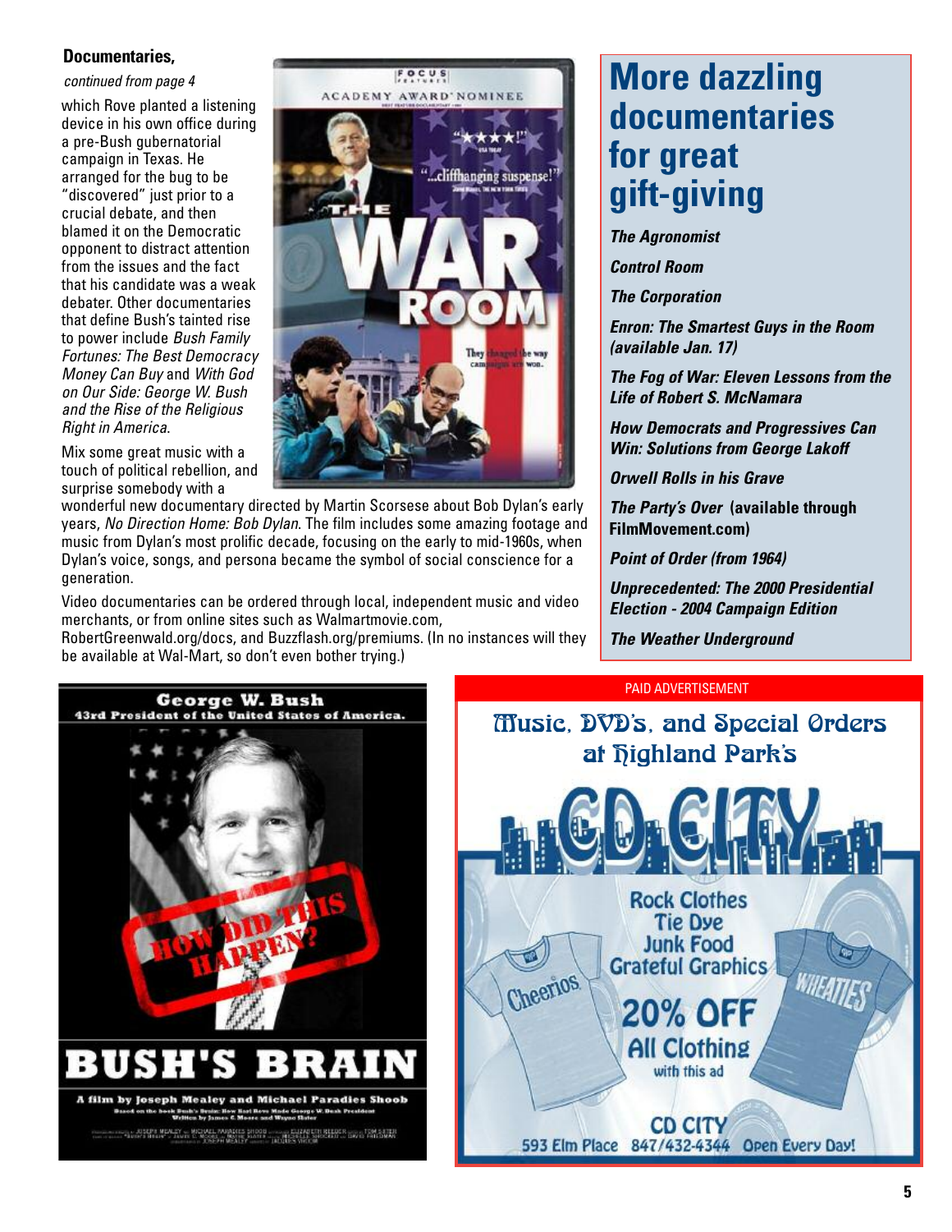**Documentaries,**

*continued from page 4*

which Rove planted a listening device in his own office during a pre-Bush gubernatorial campaign in Texas. He arranged for the bug to be "discovered" just prior to a crucial debate, and then blamed it on the Democratic opponent to distract attention from the issues and the fact that his candidate was a weak debater. Other documentaries that define Bush's tainted rise to power include *Bush Family Fortunes: The Best Democracy Money Can Buy* and *With God on Our Side: George W. Bush and the Rise of the Religious Right in America.*

Mix some great music with a touch of political rebellion, and surprise somebody with a wonderful new documentary directed by Martin Scorsese about Bob Dylan's early years, *No Direction Home: Bob Dylan.* The film includes some amazing footage and music from Dylan's most prolific decade, focusing on the early to mid-1960s, when Dylan's voice, songs, and persona became the symbol of social conscience for a generation.

Video documentaries can be ordered through local, independent music and video merchants, or from online sites such as Walmartmovie.com, RobertGreenwald.org/docs, and Buzzflash.org/premiums. (In no instances will they be available at Wal-Mart, so don't even bother trying.)

## More dazzling documentaries for great gift-giving

***The Agronomist***

***Control Room***

***The Corporation***

***Enron: The Smartest Guys in the Room (available Jan. 17)***

***The Fog of War: Eleven Lessons from the Life of Robert S. McNamara***

***How Democrats and Progressives Can Win: Solutions from George Lakoff***

***Orwell Rolls in his Grave***

***The Party's Over* (available through FilmMovement.com)**

***Point of Order (from 1964)***

***Unprecedented: The 2000 Presidential Election - 2004 Campaign Edition***

***The Weather Underground***

PAID ADVERTISEMENT

Music, DVD's, and Special Orders at Highland Park's

CD CITY

Rock Clothes
Tie Dye
Junk Food
Grateful Graphics

20% OFF
All Clothing
with this ad

CD CITY
593 Elm Place 847/432-4344 Open Every Day!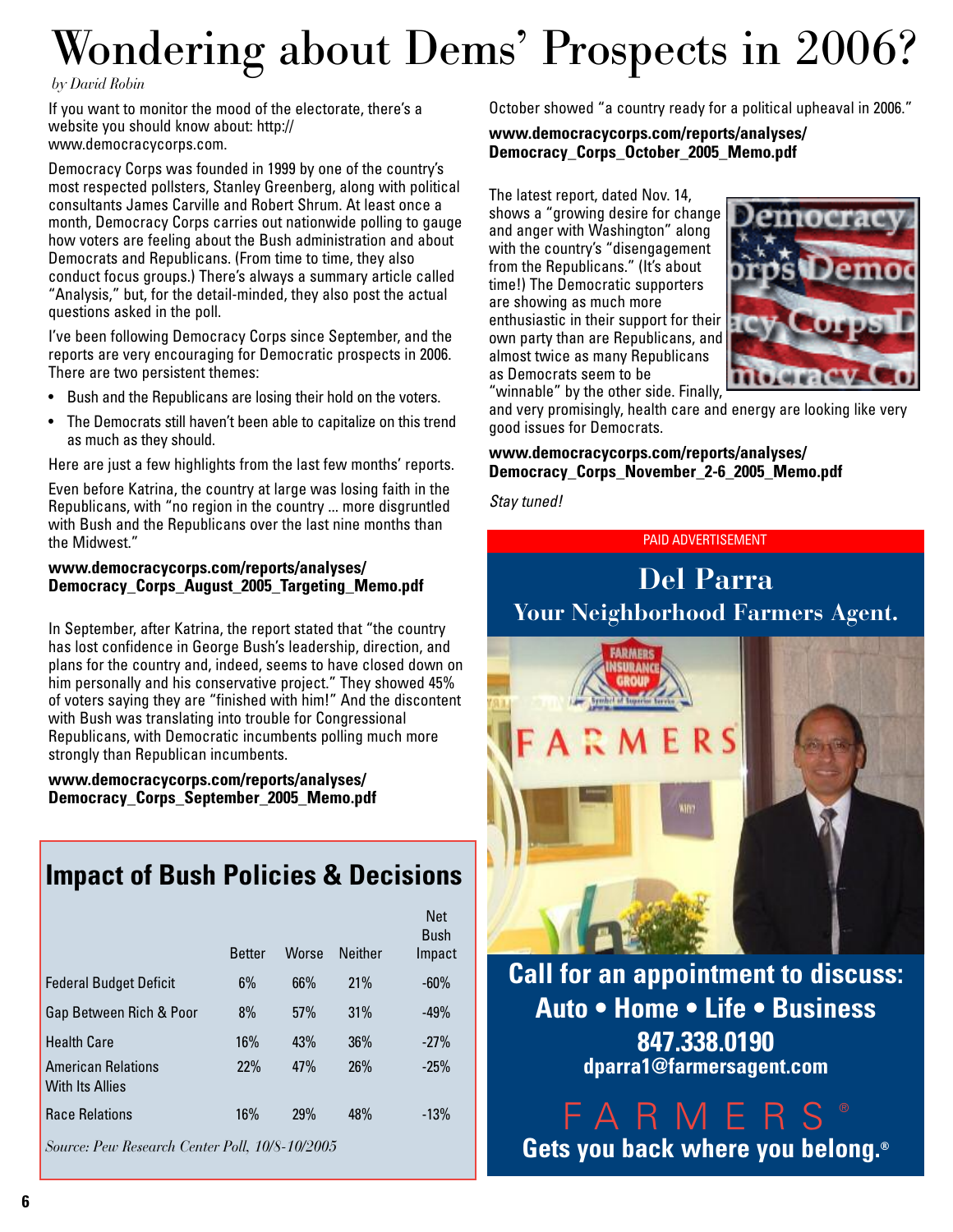# Wondering about Dems' Prospects in 2006?

*by David Robin*

If you want to monitor the mood of the electorate, there's a website you should know about: http://www.democracycorps.com.

Democracy Corps was founded in 1999 by one of the country's most respected pollsters, Stanley Greenberg, along with political consultants James Carville and Robert Shrum. At least once a month, Democracy Corps carries out nationwide polling to gauge how voters are feeling about the Bush administration and about Democrats and Republicans. (From time to time, they also conduct focus groups.) There's always a summary article called "Analysis," but, for the detail-minded, they also post the actual questions asked in the poll.

I've been following Democracy Corps since September, and the reports are very encouraging for Democratic prospects in 2006. There are two persistent themes:

- Bush and the Republicans are losing their hold on the voters.
- The Democrats still haven't been able to capitalize on this trend as much as they should.

Here are just a few highlights from the last few months' reports.

Even before Katrina, the country at large was losing faith in the Republicans, with "no region in the country ... more disgruntled with Bush and the Republicans over the last nine months than the Midwest."

**www.democracycorps.com/reports/analyses/Democracy_Corps_August_2005_Targeting_Memo.pdf**

In September, after Katrina, the report stated that "the country has lost confidence in George Bush's leadership, direction, and plans for the country and, indeed, seems to have closed down on him personally and his conservative project." They showed 45% of voters saying they are "finished with him!" And the discontent with Bush was translating into trouble for Congressional Republicans, with Democratic incumbents polling much more strongly than Republican incumbents.

**www.democracycorps.com/reports/analyses/Democracy_Corps_September_2005_Memo.pdf**

October showed "a country ready for a political upheaval in 2006."

**www.democracycorps.com/reports/analyses/Democracy_Corps_October_2005_Memo.pdf**

The latest report, dated Nov. 14, shows a "growing desire for change and anger with Washington" along with the country's "disengagement from the Republicans." (It's about time!) The Democratic supporters are showing as much more enthusiastic in their support for their own party than are Republicans, and almost twice as many Republicans as Democrats seem to be "winnable" by the other side. Finally, and very promisingly, health care and energy are looking like very good issues for Democrats.

**www.democracycorps.com/reports/analyses/Democracy_Corps_November_2-6_2005_Memo.pdf**

*Stay tuned!*

## Impact of Bush Policies & Decisions

| | Better | Worse | Neither | Net Bush Impact |
|---|---|---|---|---|
| Federal Budget Deficit | 6% | 66% | 21% | -60% |
| Gap Between Rich & Poor | 8% | 57% | 31% | -49% |
| Health Care | 16% | 43% | 36% | -27% |
| American Relations With Its Allies | 22% | 47% | 26% | -25% |
| Race Relations | 16% | 29% | 48% | -13% |

*Source: Pew Research Center Poll, 10/8-10/2005*

PAID ADVERTISEMENT

**Del Parra**

**Your Neighborhood Farmers Agent.**

**Call for an appointment to discuss:**

**Auto • Home • Life • Business**

**847.338.0190**

**dparra1@farmersagent.com**

FARMERS®

**Gets you back where you belong.®**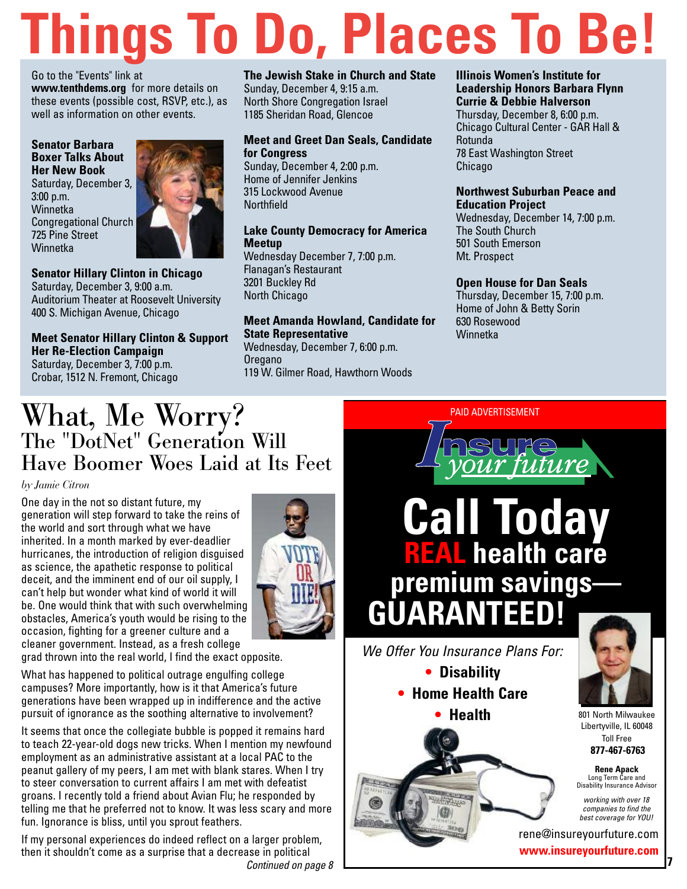# Things To Do, Places To Be!

Go to the "Events" link at **www.tenthdems.org** for more details on these events (possible cost, RSVP, etc.), as well as information on other events.

**Senator Barbara Boxer Talks About Her New Book**
Saturday, December 3, 3:00 p.m.
Winnetka Congregational Church
725 Pine Street
Winnetka

**Senator Hillary Clinton in Chicago**
Saturday, December 3, 9:00 a.m.
Auditorium Theater at Roosevelt University
400 S. Michigan Avenue, Chicago

**Meet Senator Hillary Clinton & Support Her Re-Election Campaign**
Saturday, December 3, 7:00 p.m.
Crobar, 1512 N. Fremont, Chicago

**The Jewish Stake in Church and State**
Sunday, December 4, 9:15 a.m.
North Shore Congregation Israel
1185 Sheridan Road, Glencoe

**Meet and Greet Dan Seals, Candidate for Congress**
Sunday, December 4, 2:00 p.m.
Home of Jennifer Jenkins
315 Lockwood Avenue
Northfield

**Lake County Democracy for America Meetup**
Wednesday December 7, 7:00 p.m.
Flanagan's Restaurant
3201 Buckley Rd
North Chicago

**Meet Amanda Howland, Candidate for State Representative**
Wednesday, December 7, 6:00 p.m.
Oregano
119 W. Gilmer Road, Hawthorn Woods

**Illinois Women's Institute for Leadership Honors Barbara Flynn Currie & Debbie Halverson**
Thursday, December 8, 6:00 p.m.
Chicago Cultural Center - GAR Hall & Rotunda
78 East Washington Street
Chicago

**Northwest Suburban Peace and Education Project**
Wednesday, December 14, 7:00 p.m.
The South Church
501 South Emerson
Mt. Prospect

**Open House for Dan Seals**
Thursday, December 15, 7:00 p.m.
Home of John & Betty Sorin
630 Rosewood
Winnetka

# What, Me Worry?
## The "DotNet" Generation Will Have Boomer Woes Laid at Its Feet

*by Jamie Citron*

One day in the not so distant future, my generation will step forward to take the reins of the world and sort through what we have inherited. In a month marked by ever-deadlier hurricanes, the introduction of religion disguised as science, the apathetic response to political deceit, and the imminent end of our oil supply, I can't help but wonder what kind of world it will be. One would think that with such overwhelming obstacles, America's youth would be rising to the occasion, fighting for a greener culture and a cleaner government. Instead, as a fresh college grad thrown into the real world, I find the exact opposite.

What has happened to political outrage engulfing college campuses? More importantly, how is it that America's future generations have been wrapped up in indifference and the active pursuit of ignorance as the soothing alternative to involvement?

It seems that once the collegiate bubble is popped it remains hard to teach 22-year-old dogs new tricks. When I mention my newfound employment as an administrative assistant at a local PAC to the peanut gallery of my peers, I am met with blank stares. When I try to steer conversation to current affairs I am met with defeatist groans. I recently told a friend about Avian Flu; he responded by telling me that he preferred not to know. It was less scary and more fun. Ignorance is bliss, until you sprout feathers.

If my personal experiences do indeed reflect on a larger problem, then it shouldn't come as a surprise that a decrease in political

*Continued on page 8*

PAID ADVERTISEMENT

**Insure your future**

# Call Today
## REAL health care premium savings— GUARANTEED!

*We Offer You Insurance Plans For:*

- **Disability**
- **Home Health Care**
- **Health**

801 North Milwaukee
Libertyville, IL 60048
Toll Free
**877-467-6763**

**Rene Apack**
Long Term Care and Disability Insurance Advisor

*working with over 18 companies to find the best coverage for YOU!*

rene@insureyourfuture.com
**www.insureyourfuture.com**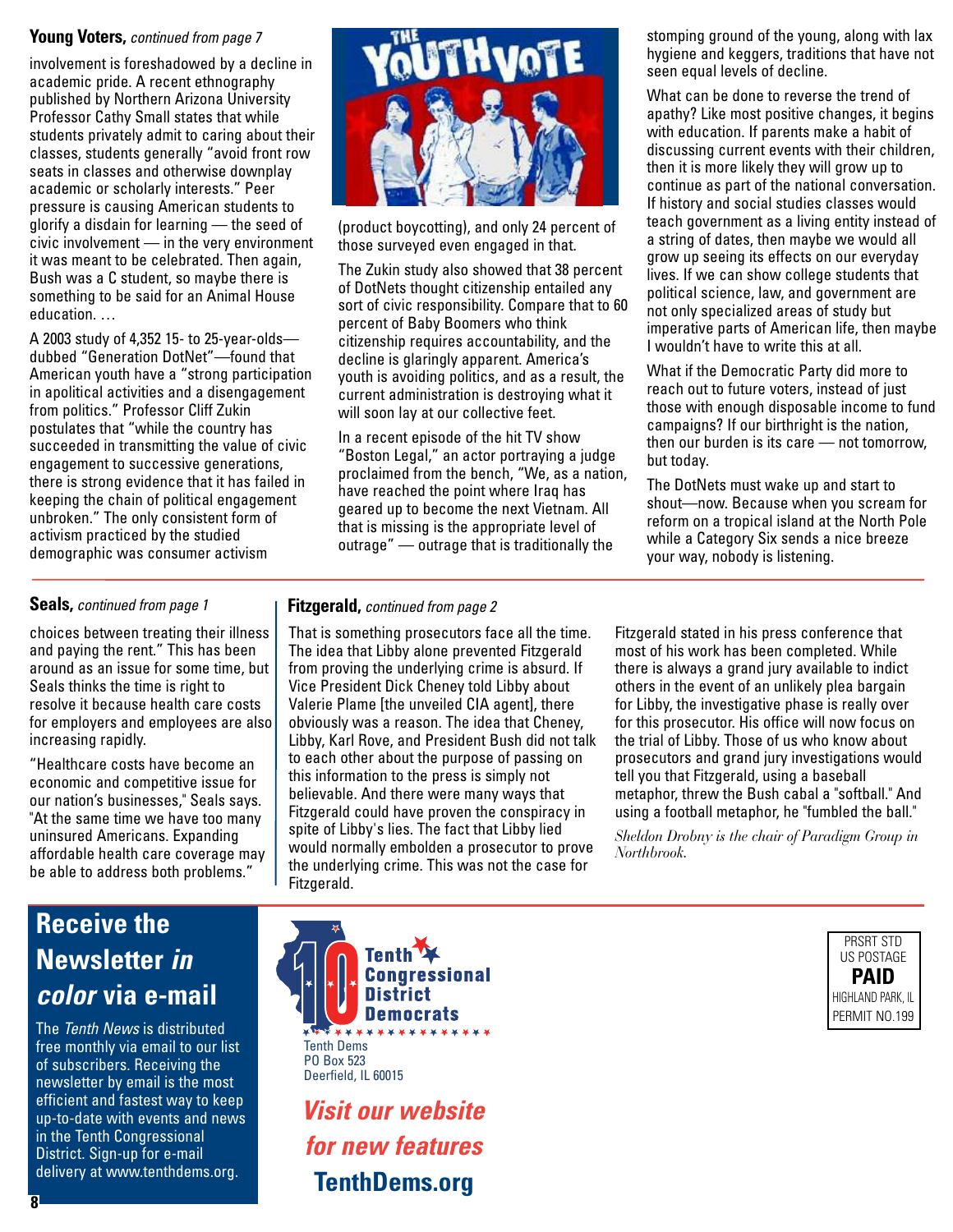**Young Voters,** *continued from page 7*

involvement is foreshadowed by a decline in academic pride. A recent ethnography published by Northern Arizona University Professor Cathy Small states that while students privately admit to caring about their classes, students generally "avoid front row seats in classes and otherwise downplay academic or scholarly interests." Peer pressure is causing American students to glorify a disdain for learning — the seed of civic involvement — in the very environment it was meant to be celebrated. Then again, Bush was a C student, so maybe there is something to be said for an Animal House education. …

A 2003 study of 4,352 15- to 25-year-olds—dubbed "Generation DotNet"—found that American youth have a "strong participation in apolitical activities and a disengagement from politics." Professor Cliff Zukin postulates that "while the country has succeeded in transmitting the value of civic engagement to successive generations, there is strong evidence that it has failed in keeping the chain of political engagement unbroken." The only consistent form of activism practiced by the studied demographic was consumer activism (product boycotting), and only 24 percent of those surveyed even engaged in that.

The Zukin study also showed that 38 percent of DotNets thought citizenship entailed any sort of civic responsibility. Compare that to 60 percent of Baby Boomers who think citizenship requires accountability, and the decline is glaringly apparent. America's youth is avoiding politics, and as a result, the current administration is destroying what it will soon lay at our collective feet.

In a recent episode of the hit TV show "Boston Legal," an actor portraying a judge proclaimed from the bench, "We, as a nation, have reached the point where Iraq has geared up to become the next Vietnam. All that is missing is the appropriate level of outrage" — outrage that is traditionally the stomping ground of the young, along with lax hygiene and keggers, traditions that have not seen equal levels of decline.

What can be done to reverse the trend of apathy? Like most positive changes, it begins with education. If parents make a habit of discussing current events with their children, then it is more likely they will grow up to continue as part of the national conversation. If history and social studies classes would teach government as a living entity instead of a string of dates, then maybe we would all grow up seeing its effects on our everyday lives. If we can show college students that political science, law, and government are not only specialized areas of study but imperative parts of American life, then maybe I wouldn't have to write this at all.

What if the Democratic Party did more to reach out to future voters, instead of just those with enough disposable income to fund campaigns? If our birthright is the nation, then our burden is its care — not tomorrow, but today.

The DotNets must wake up and start to shout—now. Because when you scream for reform on a tropical island at the North Pole while a Category Six sends a nice breeze your way, nobody is listening.

---

**Seals,** *continued from page 1*

choices between treating their illness and paying the rent." This has been around as an issue for some time, but Seals thinks the time is right to resolve it because health care costs for employers and employees are also increasing rapidly.

"Healthcare costs have become an economic and competitive issue for our nation's businesses," Seals says. "At the same time we have too many uninsured Americans. Expanding affordable health care coverage may be able to address both problems."

---

**Fitzgerald,** *continued from page 2*

That is something prosecutors face all the time. The idea that Libby alone prevented Fitzgerald from proving the underlying crime is absurd. If Vice President Dick Cheney told Libby about Valerie Plame [the unveiled CIA agent], there obviously was a reason. The idea that Cheney, Libby, Karl Rove, and President Bush did not talk to each other about the purpose of passing on this information to the press is simply not believable. And there were many ways that Fitzgerald could have proven the conspiracy in spite of Libby's lies. The fact that Libby lied would normally embolden a prosecutor to prove the underlying crime. This was not the case for Fitzgerald.

Fitzgerald stated in his press conference that most of his work has been completed. While there is always a grand jury available to indict others in the event of an unlikely plea bargain for Libby, the investigative phase is really over for this prosecutor. His office will now focus on the trial of Libby. Those of us who know about prosecutors and grand jury investigations would tell you that Fitzgerald, using a baseball metaphor, threw the Bush cabal a "softball." And using a football metaphor, he "fumbled the ball."

*Sheldon Drobny is the chair of Paradigm Group in Northbrook.*

---

## Receive the Newsletter *in color* via e-mail

The *Tenth News* is distributed free monthly via email to our list of subscribers. Receiving the newsletter by email is the most efficient and fastest way to keep up-to-date with events and news in the Tenth Congressional District. Sign-up for e-mail delivery at www.tenthdems.org.

**Tenth Congressional District Democrats**

Tenth Dems
PO Box 523
Deerfield, IL 60015

***Visit our website for new features***

**TenthDems.org**

PRSRT STD
US POSTAGE
**PAID**
HIGHLAND PARK, IL
PERMIT NO.199